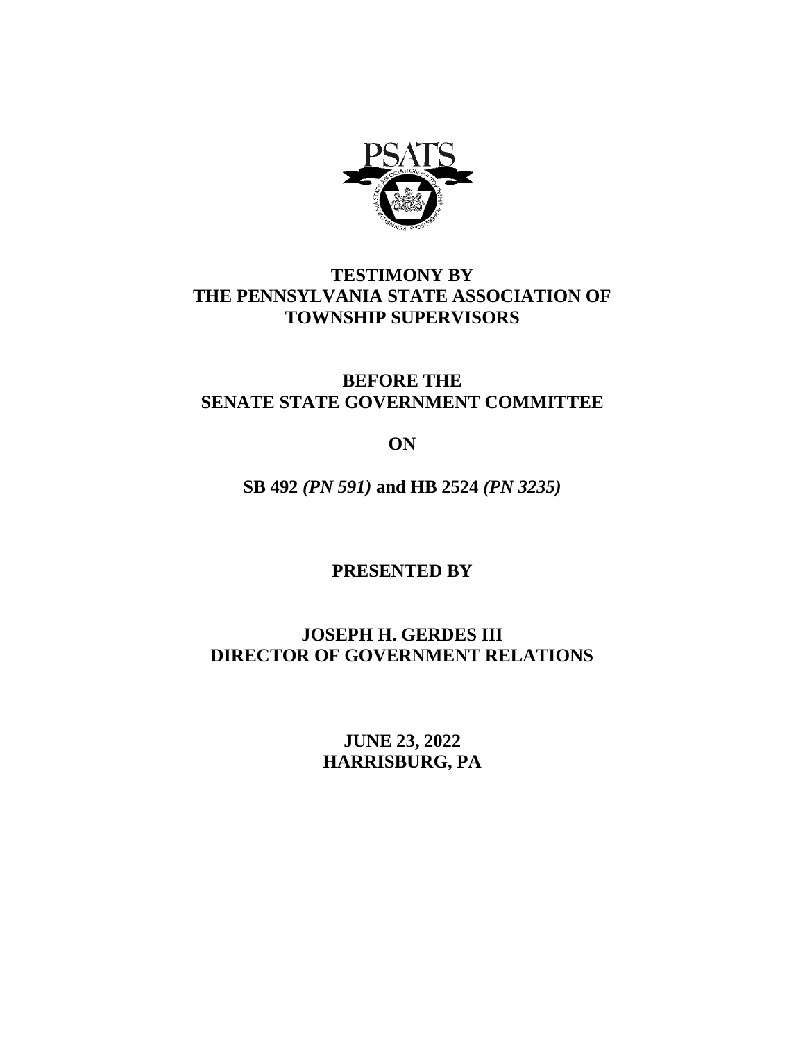# TESTIMONY BY THE PENNSYLVANIA STATE ASSOCIATION OF TOWNSHIP SUPERVISORS

## BEFORE THE SENATE STATE GOVERNMENT COMMITTEE

## ON

## SB 492 *(PN 591)* and HB 2524 *(PN 3235)*

**PRESENTED BY**

**JOSEPH H. GERDES III**
**DIRECTOR OF GOVERNMENT RELATIONS**

**JUNE 23, 2022**
**HARRISBURG, PA**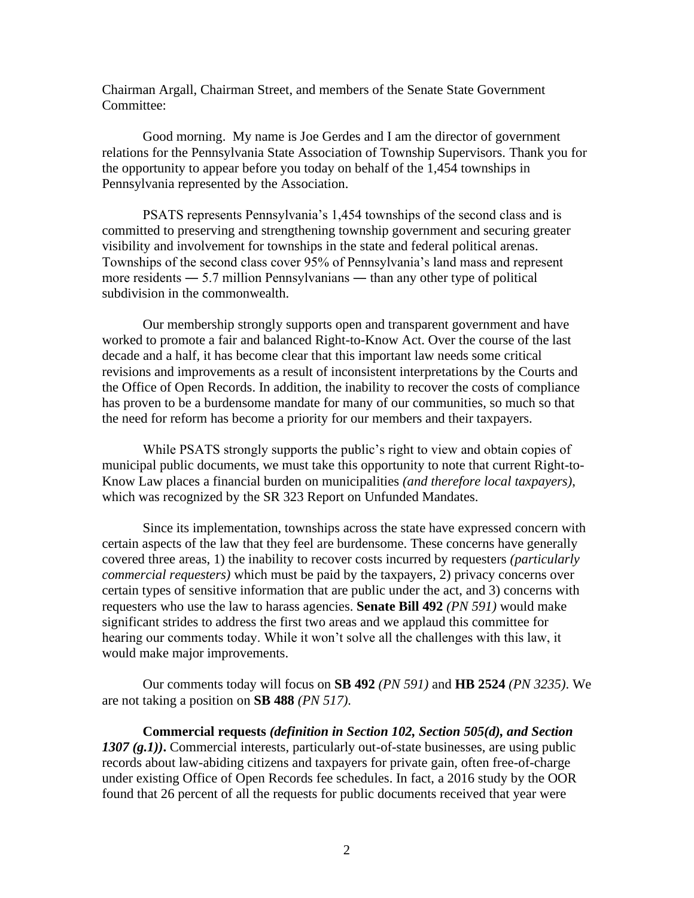Chairman Argall, Chairman Street, and members of the Senate State Government Committee:

Good morning. My name is Joe Gerdes and I am the director of government relations for the Pennsylvania State Association of Township Supervisors. Thank you for the opportunity to appear before you today on behalf of the 1,454 townships in Pennsylvania represented by the Association.

PSATS represents Pennsylvania's 1,454 townships of the second class and is committed to preserving and strengthening township government and securing greater visibility and involvement for townships in the state and federal political arenas. Townships of the second class cover 95% of Pennsylvania's land mass and represent more residents ― 5.7 million Pennsylvanians ― than any other type of political subdivision in the commonwealth.

Our membership strongly supports open and transparent government and have worked to promote a fair and balanced Right-to-Know Act. Over the course of the last decade and a half, it has become clear that this important law needs some critical revisions and improvements as a result of inconsistent interpretations by the Courts and the Office of Open Records. In addition, the inability to recover the costs of compliance has proven to be a burdensome mandate for many of our communities, so much so that the need for reform has become a priority for our members and their taxpayers.

While PSATS strongly supports the public's right to view and obtain copies of municipal public documents, we must take this opportunity to note that current Right-to-Know Law places a financial burden on municipalities *(and therefore local taxpayers)*, which was recognized by the SR 323 Report on Unfunded Mandates.

Since its implementation, townships across the state have expressed concern with certain aspects of the law that they feel are burdensome. These concerns have generally covered three areas, 1) the inability to recover costs incurred by requesters *(particularly commercial requesters)* which must be paid by the taxpayers, 2) privacy concerns over certain types of sensitive information that are public under the act, and 3) concerns with requesters who use the law to harass agencies. **Senate Bill 492** *(PN 591)* would make significant strides to address the first two areas and we applaud this committee for hearing our comments today. While it won't solve all the challenges with this law, it would make major improvements.

Our comments today will focus on **SB 492** *(PN 591)* and **HB 2524** *(PN 3235)*. We are not taking a position on **SB 488** *(PN 517)*.

**Commercial requests *(definition in Section 102, Section 505(d), and Section 1307 (g.1))*.** Commercial interests, particularly out-of-state businesses, are using public records about law-abiding citizens and taxpayers for private gain, often free-of-charge under existing Office of Open Records fee schedules. In fact, a 2016 study by the OOR found that 26 percent of all the requests for public documents received that year were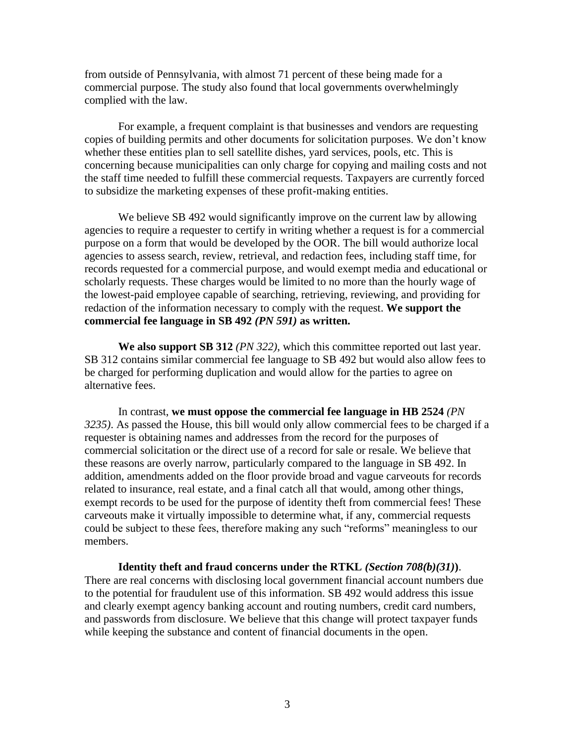from outside of Pennsylvania, with almost 71 percent of these being made for a commercial purpose. The study also found that local governments overwhelmingly complied with the law.

For example, a frequent complaint is that businesses and vendors are requesting copies of building permits and other documents for solicitation purposes. We don't know whether these entities plan to sell satellite dishes, yard services, pools, etc. This is concerning because municipalities can only charge for copying and mailing costs and not the staff time needed to fulfill these commercial requests. Taxpayers are currently forced to subsidize the marketing expenses of these profit-making entities.

We believe SB 492 would significantly improve on the current law by allowing agencies to require a requester to certify in writing whether a request is for a commercial purpose on a form that would be developed by the OOR. The bill would authorize local agencies to assess search, review, retrieval, and redaction fees, including staff time, for records requested for a commercial purpose, and would exempt media and educational or scholarly requests. These charges would be limited to no more than the hourly wage of the lowest-paid employee capable of searching, retrieving, reviewing, and providing for redaction of the information necessary to comply with the request. **We support the commercial fee language in SB 492 *(PN 591)* as written.**

**We also support SB 312** *(PN 322)*, which this committee reported out last year. SB 312 contains similar commercial fee language to SB 492 but would also allow fees to be charged for performing duplication and would allow for the parties to agree on alternative fees.

In contrast, **we must oppose the commercial fee language in HB 2524** *(PN 3235)*. As passed the House, this bill would only allow commercial fees to be charged if a requester is obtaining names and addresses from the record for the purposes of commercial solicitation or the direct use of a record for sale or resale. We believe that these reasons are overly narrow, particularly compared to the language in SB 492. In addition, amendments added on the floor provide broad and vague carveouts for records related to insurance, real estate, and a final catch all that would, among other things, exempt records to be used for the purpose of identity theft from commercial fees! These carveouts make it virtually impossible to determine what, if any, commercial requests could be subject to these fees, therefore making any such "reforms" meaningless to our members.

**Identity theft and fraud concerns under the RTKL *(Section 708(b)(31))***. There are real concerns with disclosing local government financial account numbers due to the potential for fraudulent use of this information. SB 492 would address this issue and clearly exempt agency banking account and routing numbers, credit card numbers, and passwords from disclosure. We believe that this change will protect taxpayer funds while keeping the substance and content of financial documents in the open.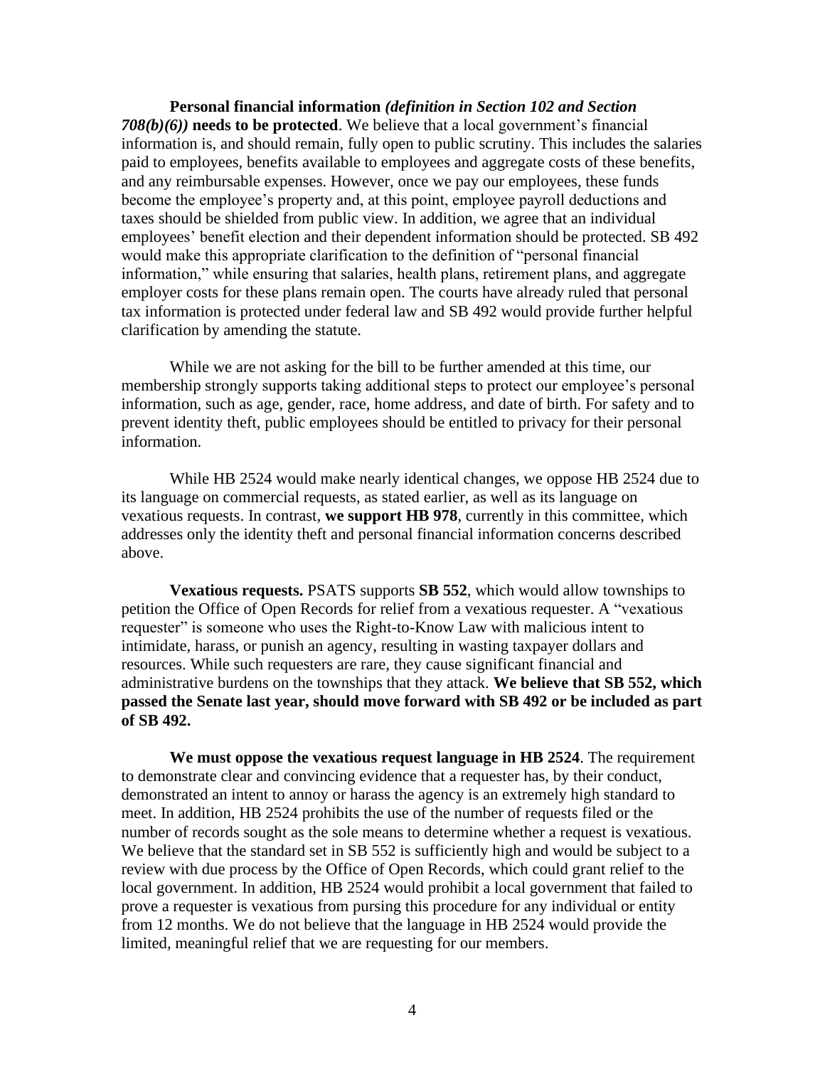**Personal financial information** ***(definition in Section 102 and Section 708(b)(6))*** **needs to be protected**. We believe that a local government's financial information is, and should remain, fully open to public scrutiny. This includes the salaries paid to employees, benefits available to employees and aggregate costs of these benefits, and any reimbursable expenses. However, once we pay our employees, these funds become the employee's property and, at this point, employee payroll deductions and taxes should be shielded from public view. In addition, we agree that an individual employees' benefit election and their dependent information should be protected. SB 492 would make this appropriate clarification to the definition of "personal financial information," while ensuring that salaries, health plans, retirement plans, and aggregate employer costs for these plans remain open. The courts have already ruled that personal tax information is protected under federal law and SB 492 would provide further helpful clarification by amending the statute.

While we are not asking for the bill to be further amended at this time, our membership strongly supports taking additional steps to protect our employee's personal information, such as age, gender, race, home address, and date of birth. For safety and to prevent identity theft, public employees should be entitled to privacy for their personal information.

While HB 2524 would make nearly identical changes, we oppose HB 2524 due to its language on commercial requests, as stated earlier, as well as its language on vexatious requests. In contrast, **we support HB 978**, currently in this committee, which addresses only the identity theft and personal financial information concerns described above.

**Vexatious requests.** PSATS supports **SB 552**, which would allow townships to petition the Office of Open Records for relief from a vexatious requester. A "vexatious requester" is someone who uses the Right-to-Know Law with malicious intent to intimidate, harass, or punish an agency, resulting in wasting taxpayer dollars and resources. While such requesters are rare, they cause significant financial and administrative burdens on the townships that they attack. **We believe that SB 552, which passed the Senate last year, should move forward with SB 492 or be included as part of SB 492.**

**We must oppose the vexatious request language in HB 2524**. The requirement to demonstrate clear and convincing evidence that a requester has, by their conduct, demonstrated an intent to annoy or harass the agency is an extremely high standard to meet. In addition, HB 2524 prohibits the use of the number of requests filed or the number of records sought as the sole means to determine whether a request is vexatious. We believe that the standard set in SB 552 is sufficiently high and would be subject to a review with due process by the Office of Open Records, which could grant relief to the local government. In addition, HB 2524 would prohibit a local government that failed to prove a requester is vexatious from pursing this procedure for any individual or entity from 12 months. We do not believe that the language in HB 2524 would provide the limited, meaningful relief that we are requesting for our members.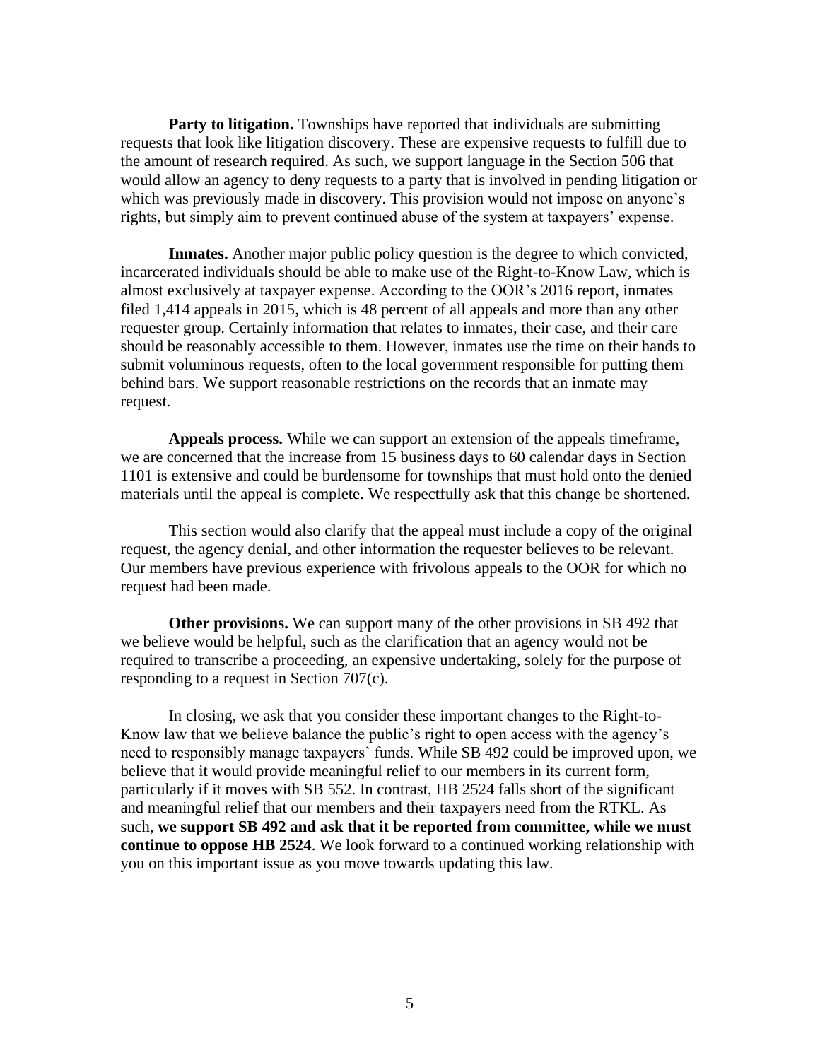**Party to litigation.** Townships have reported that individuals are submitting requests that look like litigation discovery. These are expensive requests to fulfill due to the amount of research required. As such, we support language in the Section 506 that would allow an agency to deny requests to a party that is involved in pending litigation or which was previously made in discovery. This provision would not impose on anyone's rights, but simply aim to prevent continued abuse of the system at taxpayers' expense.

**Inmates.** Another major public policy question is the degree to which convicted, incarcerated individuals should be able to make use of the Right-to-Know Law, which is almost exclusively at taxpayer expense. According to the OOR's 2016 report, inmates filed 1,414 appeals in 2015, which is 48 percent of all appeals and more than any other requester group. Certainly information that relates to inmates, their case, and their care should be reasonably accessible to them. However, inmates use the time on their hands to submit voluminous requests, often to the local government responsible for putting them behind bars. We support reasonable restrictions on the records that an inmate may request.

**Appeals process.** While we can support an extension of the appeals timeframe, we are concerned that the increase from 15 business days to 60 calendar days in Section 1101 is extensive and could be burdensome for townships that must hold onto the denied materials until the appeal is complete. We respectfully ask that this change be shortened.

This section would also clarify that the appeal must include a copy of the original request, the agency denial, and other information the requester believes to be relevant. Our members have previous experience with frivolous appeals to the OOR for which no request had been made.

**Other provisions.** We can support many of the other provisions in SB 492 that we believe would be helpful, such as the clarification that an agency would not be required to transcribe a proceeding, an expensive undertaking, solely for the purpose of responding to a request in Section 707(c).

In closing, we ask that you consider these important changes to the Right-to-Know law that we believe balance the public's right to open access with the agency's need to responsibly manage taxpayers' funds. While SB 492 could be improved upon, we believe that it would provide meaningful relief to our members in its current form, particularly if it moves with SB 552. In contrast, HB 2524 falls short of the significant and meaningful relief that our members and their taxpayers need from the RTKL. As such, **we support SB 492 and ask that it be reported from committee, while we must continue to oppose HB 2524**. We look forward to a continued working relationship with you on this important issue as you move towards updating this law.